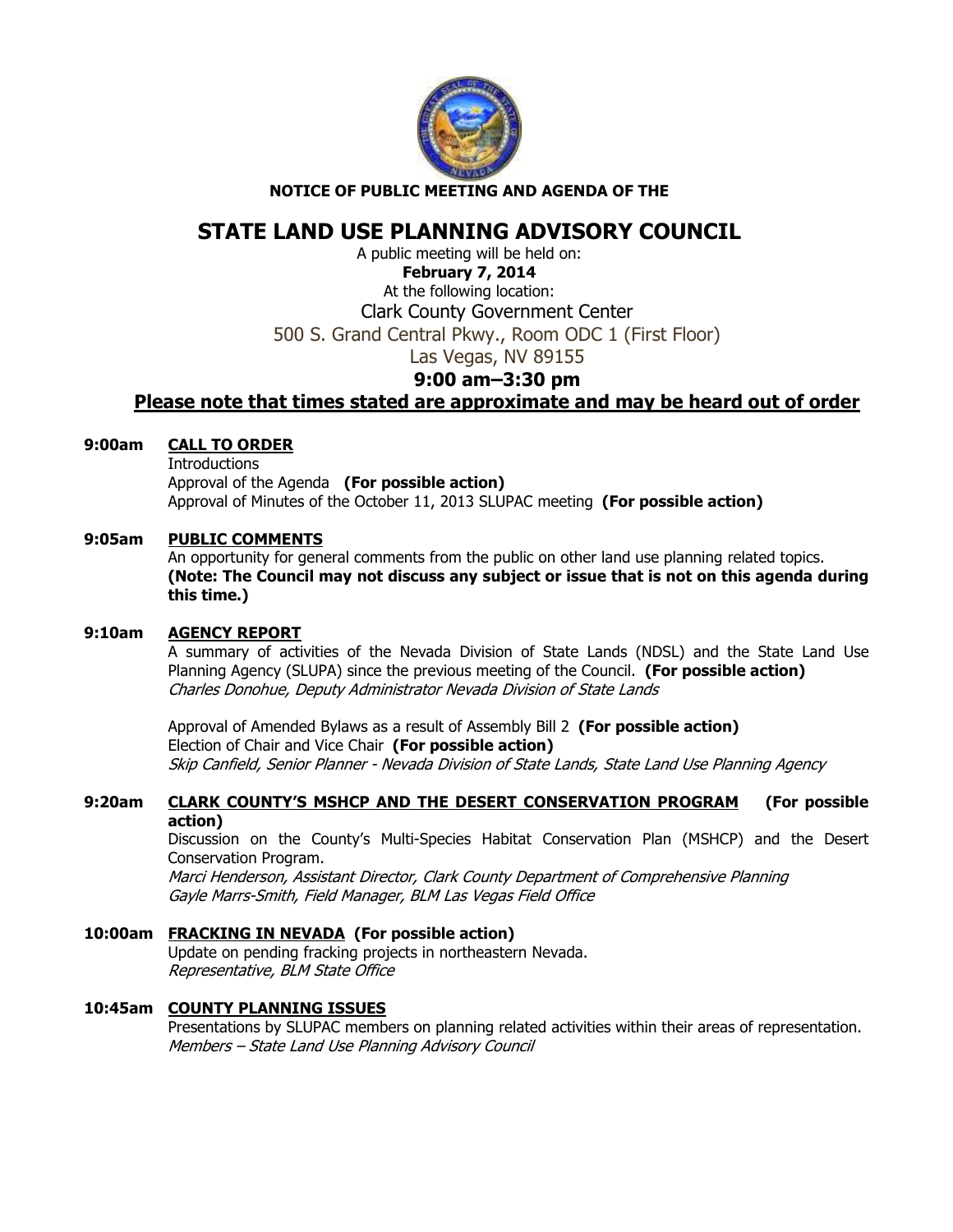**NOTICE OF PUBLIC MEETING AND AGENDA OF THE**

# STATE LAND USE PLANNING ADVISORY COUNCIL

A public meeting will be held on:

**February 7, 2014**

At the following location:

Clark County Government Center

500 S. Grand Central Pkwy., Room ODC 1 (First Floor)

Las Vegas, NV 89155

**9:00 am–3:30 pm**

**Please note that times stated are approximate and may be heard out of order**

**9:00am CALL TO ORDER**

Introductions

Approval of the Agenda **(For possible action)**

Approval of Minutes of the October 11, 2013 SLUPAC meeting **(For possible action)**

**9:05am PUBLIC COMMENTS**

An opportunity for general comments from the public on other land use planning related topics. **(Note: The Council may not discuss any subject or issue that is not on this agenda during this time.)**

**9:10am AGENCY REPORT**

A summary of activities of the Nevada Division of State Lands (NDSL) and the State Land Use Planning Agency (SLUPA) since the previous meeting of the Council. **(For possible action)**

*Charles Donohue, Deputy Administrator Nevada Division of State Lands*

Approval of Amended Bylaws as a result of Assembly Bill 2 **(For possible action)**

Election of Chair and Vice Chair **(For possible action)**

*Skip Canfield, Senior Planner - Nevada Division of State Lands, State Land Use Planning Agency*

**9:20am CLARK COUNTY'S MSHCP AND THE DESERT CONSERVATION PROGRAM (For possible action)**

Discussion on the County's Multi-Species Habitat Conservation Plan (MSHCP) and the Desert Conservation Program.

*Marci Henderson, Assistant Director, Clark County Department of Comprehensive Planning*

*Gayle Marrs-Smith, Field Manager, BLM Las Vegas Field Office*

**10:00am FRACKING IN NEVADA (For possible action)**

Update on pending fracking projects in northeastern Nevada.

*Representative, BLM State Office*

**10:45am COUNTY PLANNING ISSUES**

Presentations by SLUPAC members on planning related activities within their areas of representation.

*Members – State Land Use Planning Advisory Council*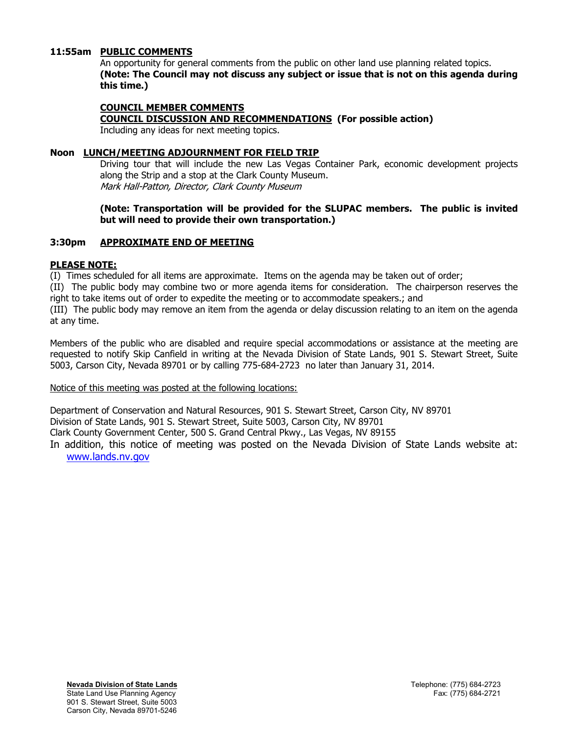**11:55am <u>PUBLIC COMMENTS</u>**

An opportunity for general comments from the public on other land use planning related topics. **(Note: The Council may not discuss any subject or issue that is not on this agenda during this time.)**

**<u>COUNCIL MEMBER COMMENTS</u>**

**<u>COUNCIL DISCUSSION AND RECOMMENDATIONS</u> (For possible action)**

Including any ideas for next meeting topics.

**Noon <u>LUNCH/MEETING ADJOURNMENT FOR FIELD TRIP</u>**

Driving tour that will include the new Las Vegas Container Park, economic development projects along the Strip and a stop at the Clark County Museum.
*Mark Hall-Patton, Director, Clark County Museum*

**(Note: Transportation will be provided for the SLUPAC members. The public is invited but will need to provide their own transportation.)**

**3:30pm <u>APPROXIMATE END OF MEETING</u>**

**<u>PLEASE NOTE:</u>**

(I) Times scheduled for all items are approximate. Items on the agenda may be taken out of order;

(II) The public body may combine two or more agenda items for consideration. The chairperson reserves the right to take items out of order to expedite the meeting or to accommodate speakers.; and

(III) The public body may remove an item from the agenda or delay discussion relating to an item on the agenda at any time.

Members of the public who are disabled and require special accommodations or assistance at the meeting are requested to notify Skip Canfield in writing at the Nevada Division of State Lands, 901 S. Stewart Street, Suite 5003, Carson City, Nevada 89701 or by calling 775-684-2723 no later than January 31, 2014.

<u>Notice of this meeting was posted at the following locations:</u>

Department of Conservation and Natural Resources, 901 S. Stewart Street, Carson City, NV 89701
Division of State Lands, 901 S. Stewart Street, Suite 5003, Carson City, NV 89701
Clark County Government Center, 500 S. Grand Central Pkwy., Las Vegas, NV 89155
In addition, this notice of meeting was posted on the Nevada Division of State Lands website at: www.lands.nv.gov

**<u>Nevada Division of State Lands</u>**
State Land Use Planning Agency
901 S. Stewart Street, Suite 5003
Carson City, Nevada 89701-5246

Telephone: (775) 684-2723
Fax: (775) 684-2721